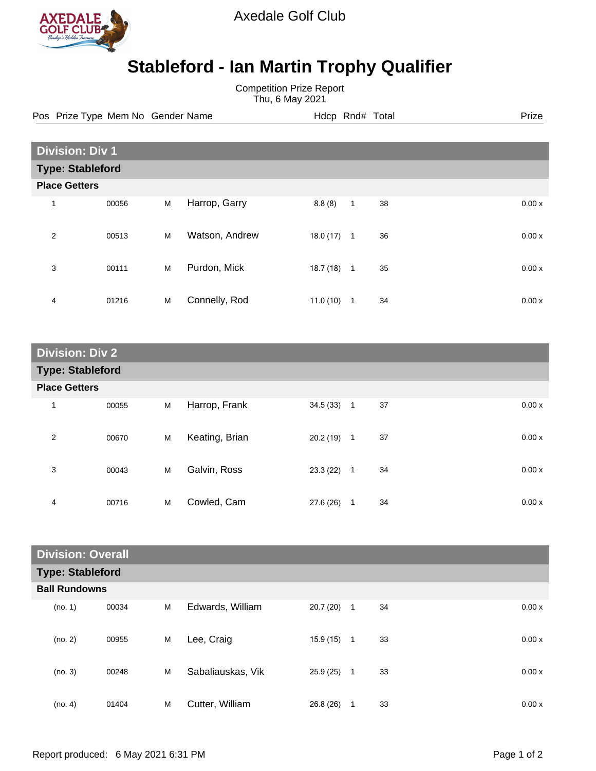Axedale Golf Club

# Stableford - Ian Martin Trophy Qualifier

Competition Prize Report
Thu, 6 May 2021

## Division: Div 1

### Type: Stableford

**Place Getters**

| Pos | Prize Type | Mem No | Gender | Name | Hdcp | Rnd# | Total | Prize |
|---|---|---|---|---|---|---|---|---|
| 1 | | 00056 | M | Harrop, Garry | 8.8 (8) | 1 | 38 | 0.00 x |
| 2 | | 00513 | M | Watson, Andrew | 18.0 (17) | 1 | 36 | 0.00 x |
| 3 | | 00111 | M | Purdon, Mick | 18.7 (18) | 1 | 35 | 0.00 x |
| 4 | | 01216 | M | Connelly, Rod | 11.0 (10) | 1 | 34 | 0.00 x |

## Division: Div 2

### Type: Stableford

**Place Getters**

| Pos | Prize Type | Mem No | Gender | Name | Hdcp | Rnd# | Total | Prize |
|---|---|---|---|---|---|---|---|---|
| 1 | | 00055 | M | Harrop, Frank | 34.5 (33) | 1 | 37 | 0.00 x |
| 2 | | 00670 | M | Keating, Brian | 20.2 (19) | 1 | 37 | 0.00 x |
| 3 | | 00043 | M | Galvin, Ross | 23.3 (22) | 1 | 34 | 0.00 x |
| 4 | | 00716 | M | Cowled, Cam | 27.6 (26) | 1 | 34 | 0.00 x |

## Division: Overall

### Type: Stableford

**Ball Rundowns**

| Pos | Prize Type | Mem No | Gender | Name | Hdcp | Rnd# | Total | Prize |
|---|---|---|---|---|---|---|---|---|
| (no. 1) | | 00034 | M | Edwards, William | 20.7 (20) | 1 | 34 | 0.00 x |
| (no. 2) | | 00955 | M | Lee, Craig | 15.9 (15) | 1 | 33 | 0.00 x |
| (no. 3) | | 00248 | M | Sabaliauskas, Vik | 25.9 (25) | 1 | 33 | 0.00 x |
| (no. 4) | | 01404 | M | Cutter, William | 26.8 (26) | 1 | 33 | 0.00 x |

Report produced: 6 May 2021 6:31 PM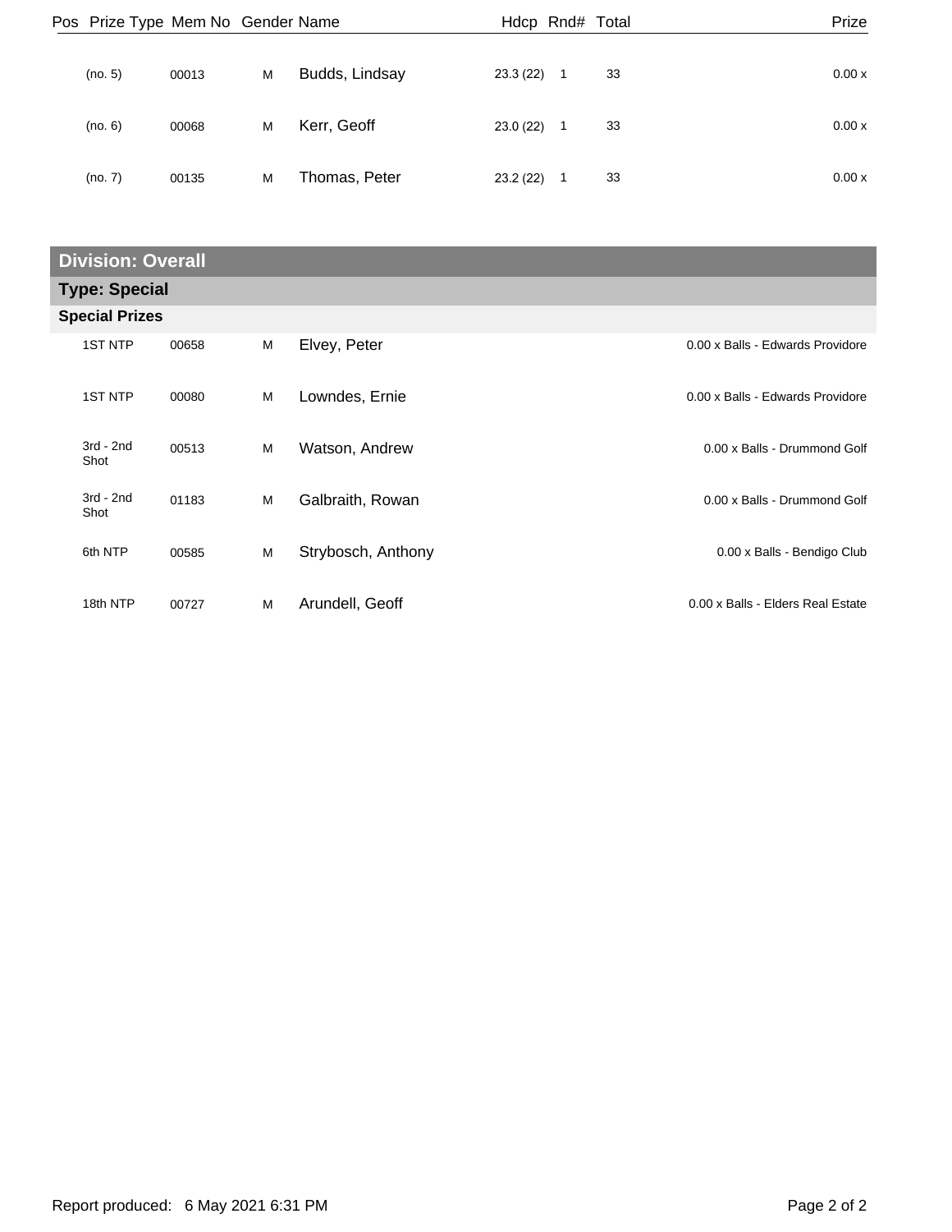| Pos | Prize Type | Mem No | Gender | Name | Hdcp | Rnd# | Total | Prize |
|---|---|---|---|---|---|---|---|---|
| | (no. 5) | 00013 | M | Budds, Lindsay | 23.3 (22) | 1 | 33 | 0.00 x |
| | (no. 6) | 00068 | M | Kerr, Geoff | 23.0 (22) | 1 | 33 | 0.00 x |
| | (no. 7) | 00135 | M | Thomas, Peter | 23.2 (22) | 1 | 33 | 0.00 x |

## Division: Overall

### Type: Special

**Special Prizes**

| | | | | |
|---|---|---|---|---|
| 1ST NTP | 00658 | M | Elvey, Peter | 0.00 x Balls - Edwards Providore |
| 1ST NTP | 00080 | M | Lowndes, Ernie | 0.00 x Balls - Edwards Providore |
| 3rd - 2nd Shot | 00513 | M | Watson, Andrew | 0.00 x Balls - Drummond Golf |
| 3rd - 2nd Shot | 01183 | M | Galbraith, Rowan | 0.00 x Balls - Drummond Golf |
| 6th NTP | 00585 | M | Strybosch, Anthony | 0.00 x Balls - Bendigo Club |
| 18th NTP | 00727 | M | Arundell, Geoff | 0.00 x Balls - Elders Real Estate |

Report produced: 6 May 2021 6:31 PM